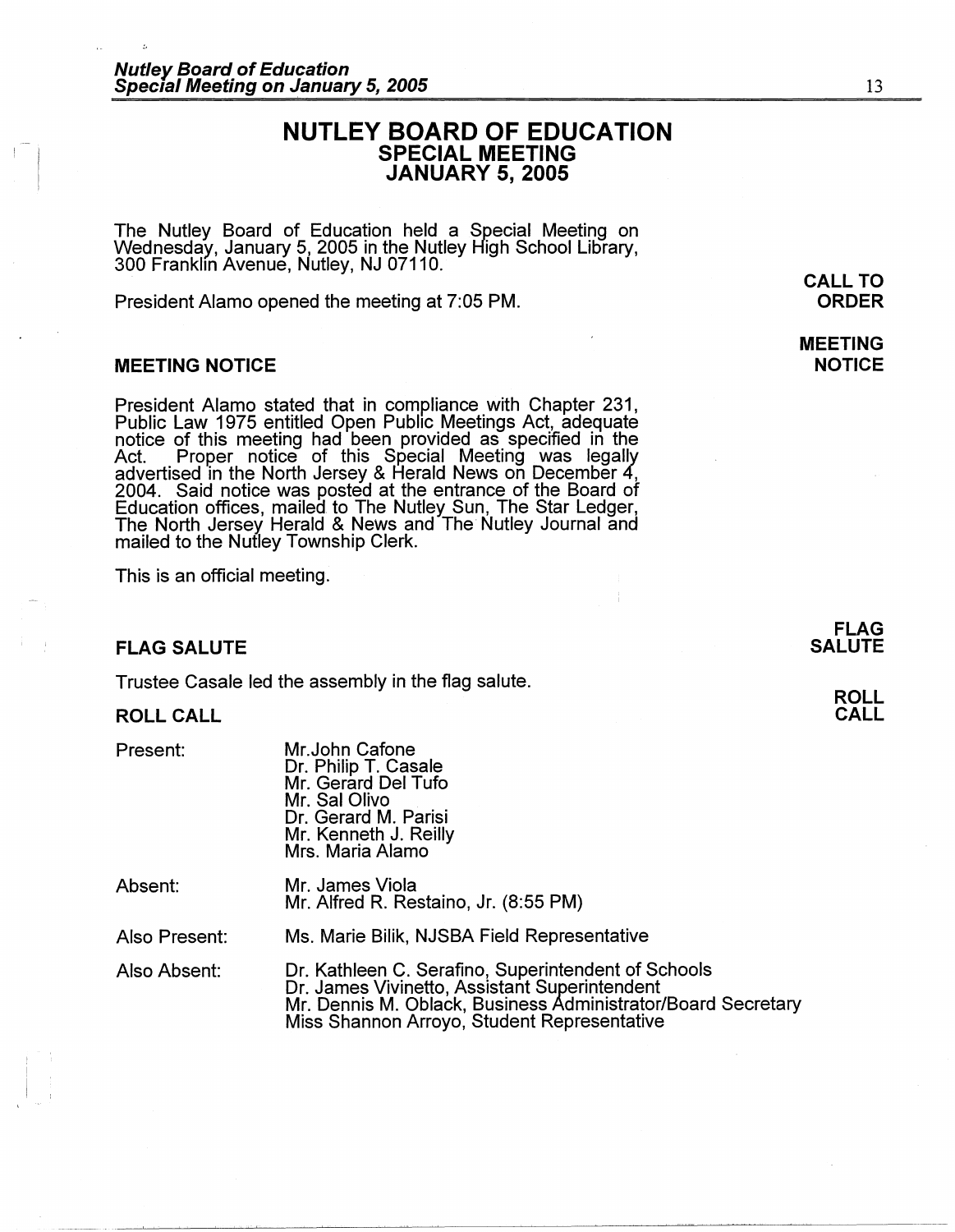# NUTLEY BOARD OF EDUCATION
## SPECIAL MEETING
## JANUARY 5, 2005

The Nutley Board of Education held a Special Meeting on Wednesday, January 5, 2005 in the Nutley High School Library, 300 Franklin Avenue, Nutley, NJ 07110.

**CALL TO ORDER**

President Alamo opened the meeting at 7:05 PM.

**MEETING NOTICE**

### MEETING NOTICE

President Alamo stated that in compliance with Chapter 231, Public Law 1975 entitled Open Public Meetings Act, adequate notice of this meeting had been provided as specified in the Act. Proper notice of this Special Meeting was legally advertised in the North Jersey & Herald News on December 4, 2004. Said notice was posted at the entrance of the Board of Education offices, mailed to The Nutley Sun, The Star Ledger, The North Jersey Herald & News and The Nutley Journal and mailed to the Nutley Township Clerk.

This is an official meeting.

**FLAG SALUTE**

### FLAG SALUTE

Trustee Casale led the assembly in the flag salute.

**ROLL CALL**

### ROLL CALL

Present:
- Mr.John Cafone
- Dr. Philip T. Casale
- Mr. Gerard Del Tufo
- Mr. Sal Olivo
- Dr. Gerard M. Parisi
- Mr. Kenneth J. Reilly
- Mrs. Maria Alamo

Absent:
- Mr. James Viola
- Mr. Alfred R. Restaino, Jr. (8:55 PM)

Also Present:
- Ms. Marie Bilik, NJSBA Field Representative

Also Absent:
- Dr. Kathleen C. Serafino, Superintendent of Schools
- Dr. James Vivinetto, Assistant Superintendent
- Mr. Dennis M. Oblack, Business Administrator/Board Secretary
- Miss Shannon Arroyo, Student Representative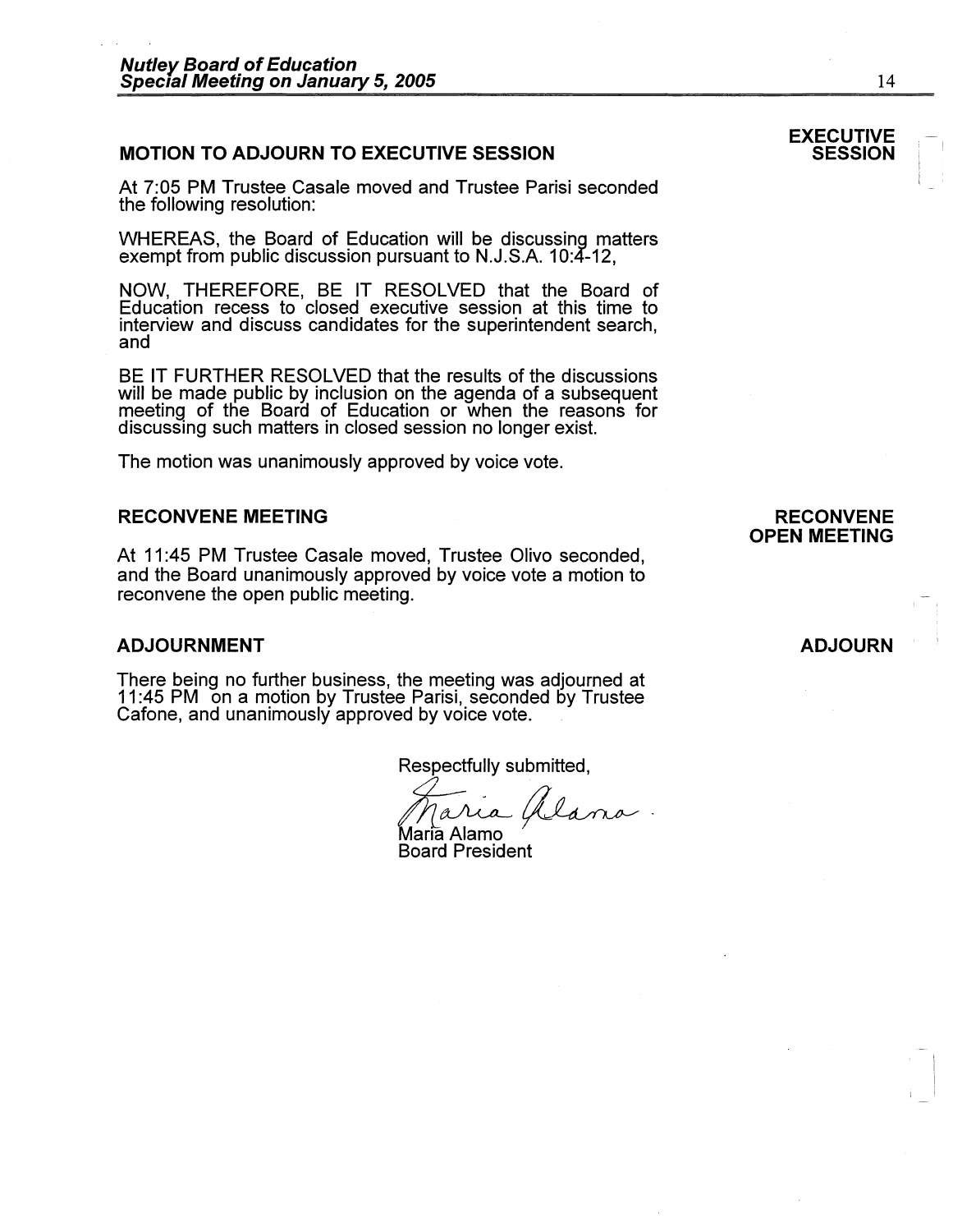## MOTION TO ADJOURN TO EXECUTIVE SESSION

**EXECUTIVE SESSION**

At 7:05 PM Trustee Casale moved and Trustee Parisi seconded the following resolution:

WHEREAS, the Board of Education will be discussing matters exempt from public discussion pursuant to N.J.S.A. 10:4-12,

NOW, THEREFORE, BE IT RESOLVED that the Board of Education recess to closed executive session at this time to interview and discuss candidates for the superintendent search, and

BE IT FURTHER RESOLVED that the results of the discussions will be made public by inclusion on the agenda of a subsequent meeting of the Board of Education or when the reasons for discussing such matters in closed session no longer exist.

The motion was unanimously approved by voice vote.

## RECONVENE MEETING

**RECONVENE OPEN MEETING**

At 11:45 PM Trustee Casale moved, Trustee Olivo seconded, and the Board unanimously approved by voice vote a motion to reconvene the open public meeting.

## ADJOURNMENT

**ADJOURN**

There being no further business, the meeting was adjourned at 11:45 PM on a motion by Trustee Parisi, seconded by Trustee Cafone, and unanimously approved by voice vote.

Respectfully submitted,

Maria Alamo
Board President